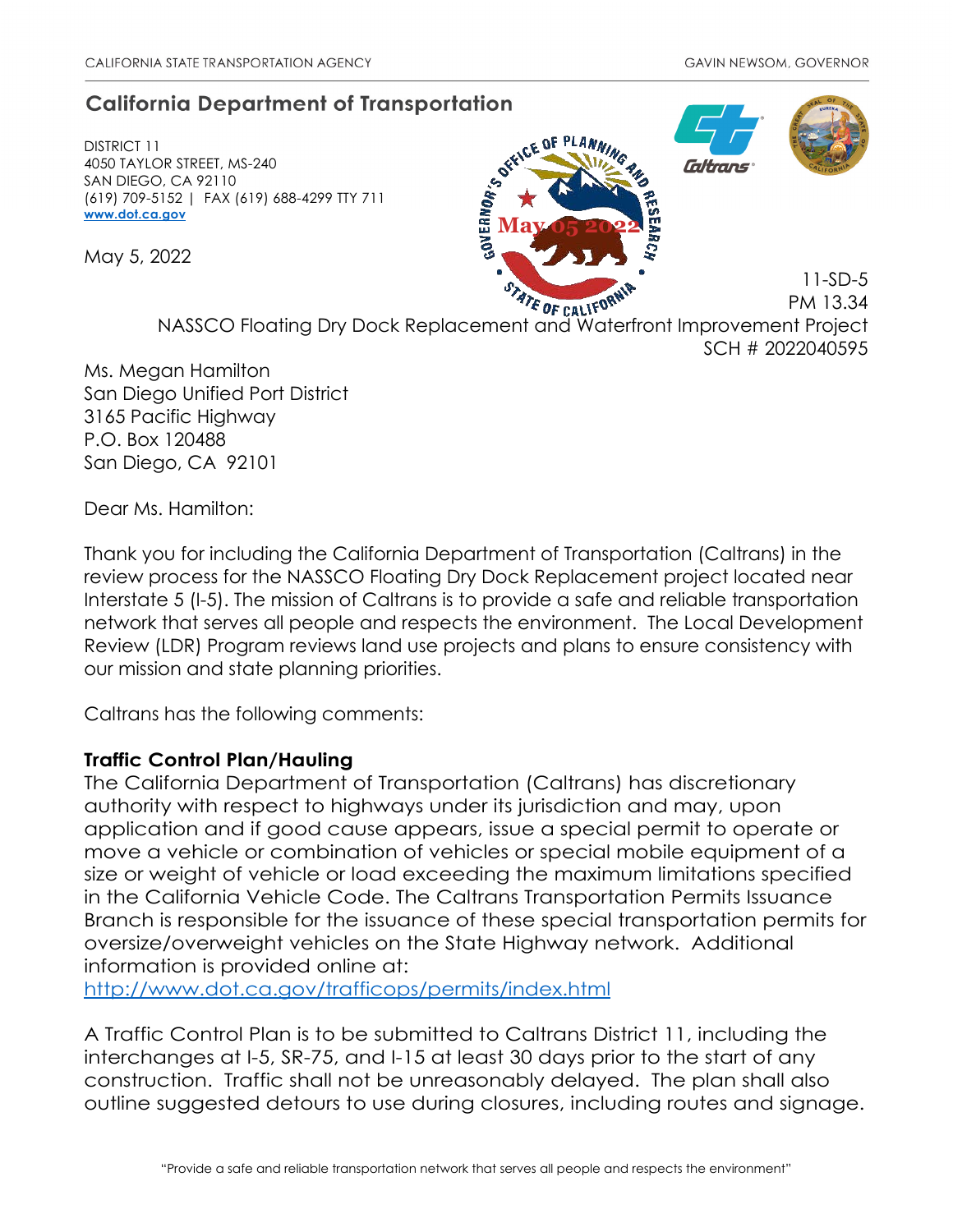CALIFORNIA STATE TRANSPORTATION AGENCY — GAVIN NEWSOM, GOVERNOR

## California Department of Transportation

DISTRICT 11
4050 TAYLOR STREET, MS-240
SAN DIEGO, CA 92110
(619) 709-5152 | FAX (619) 688-4299 TTY 711
**www.dot.ca.gov**

GOVERNOR'S OFFICE OF PLANNING AND RESEARCH
May 05 2022
STATE OF CALIFORNIA

May 5, 2022

11-SD-5
PM 13.34
NASSCO Floating Dry Dock Replacement and Waterfront Improvement Project
SCH # 2022040595

Ms. Megan Hamilton
San Diego Unified Port District
3165 Pacific Highway
P.O. Box 120488
San Diego, CA 92101

Dear Ms. Hamilton:

Thank you for including the California Department of Transportation (Caltrans) in the review process for the NASSCO Floating Dry Dock Replacement project located near Interstate 5 (I-5). The mission of Caltrans is to provide a safe and reliable transportation network that serves all people and respects the environment. The Local Development Review (LDR) Program reviews land use projects and plans to ensure consistency with our mission and state planning priorities.

Caltrans has the following comments:

**Traffic Control Plan/Hauling**
The California Department of Transportation (Caltrans) has discretionary authority with respect to highways under its jurisdiction and may, upon application and if good cause appears, issue a special permit to operate or move a vehicle or combination of vehicles or special mobile equipment of a size or weight of vehicle or load exceeding the maximum limitations specified in the California Vehicle Code. The Caltrans Transportation Permits Issuance Branch is responsible for the issuance of these special transportation permits for oversize/overweight vehicles on the State Highway network. Additional information is provided online at:
http://www.dot.ca.gov/trafficops/permits/index.html

A Traffic Control Plan is to be submitted to Caltrans District 11, including the interchanges at I-5, SR-75, and I-15 at least 30 days prior to the start of any construction. Traffic shall not be unreasonably delayed. The plan shall also outline suggested detours to use during closures, including routes and signage.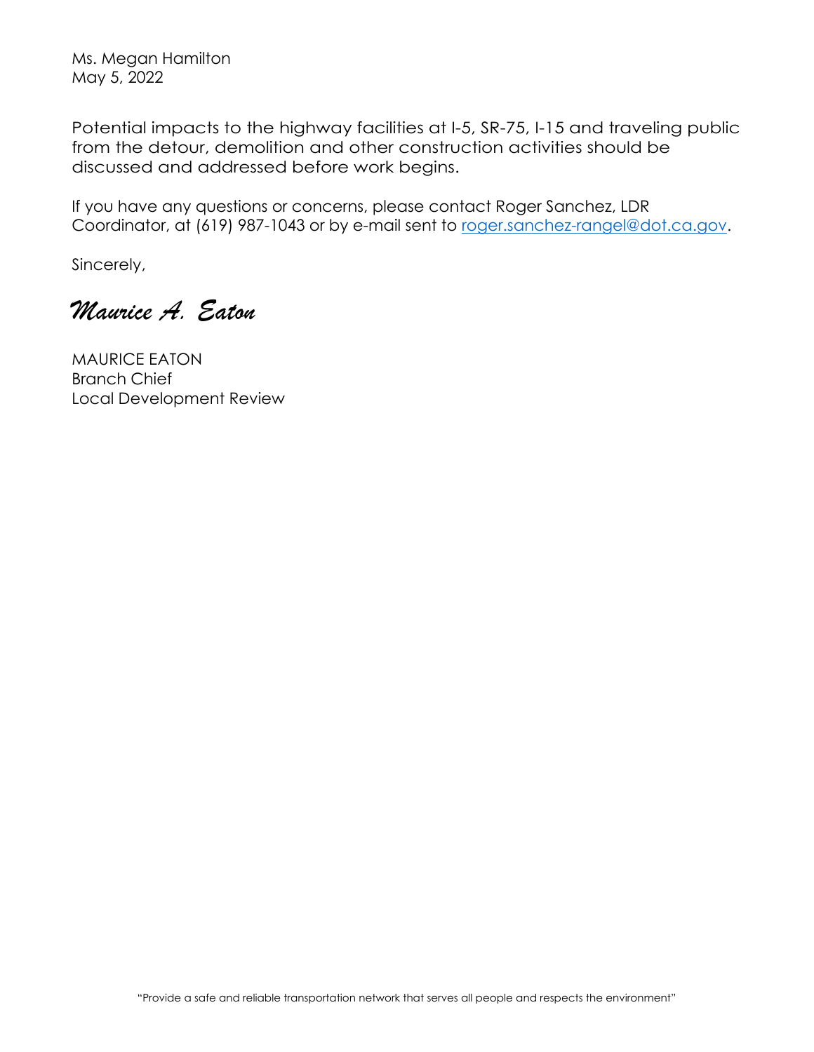Ms. Megan Hamilton
May 5, 2022

Potential impacts to the highway facilities at I-5, SR-75, I-15 and traveling public from the detour, demolition and other construction activities should be discussed and addressed before work begins.

If you have any questions or concerns, please contact Roger Sanchez, LDR Coordinator, at (619) 987-1043 or by e-mail sent to roger.sanchez-rangel@dot.ca.gov.

Sincerely,

*Maurice A. Eaton*

MAURICE EATON
Branch Chief
Local Development Review

"Provide a safe and reliable transportation network that serves all people and respects the environment"